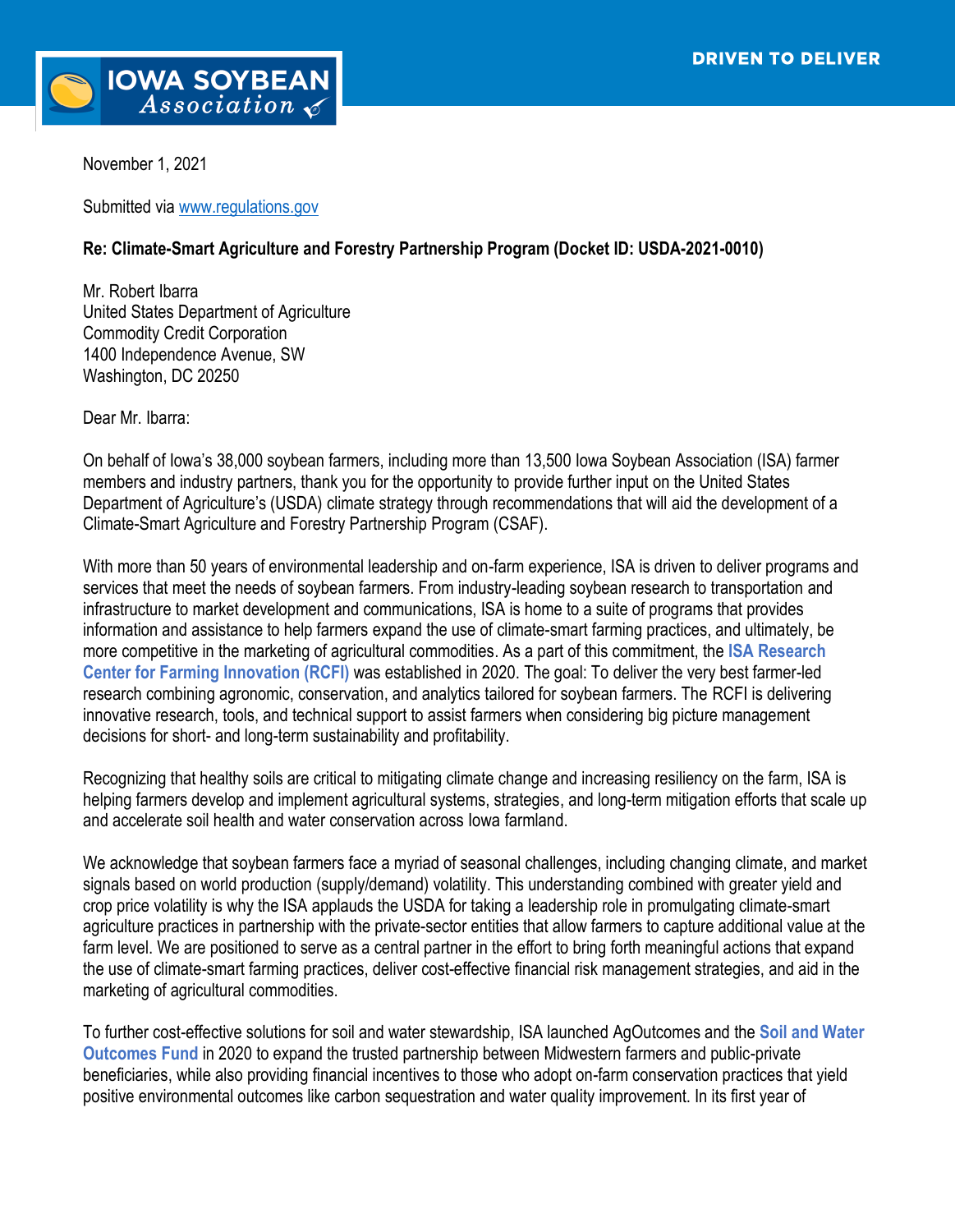November 1, 2021

Submitted via www.regulations.gov

**Re: Climate-Smart Agriculture and Forestry Partnership Program (Docket ID: USDA-2021-0010)**

Mr. Robert Ibarra
United States Department of Agriculture
Commodity Credit Corporation
1400 Independence Avenue, SW
Washington, DC 20250

Dear Mr. Ibarra:

On behalf of Iowa's 38,000 soybean farmers, including more than 13,500 Iowa Soybean Association (ISA) farmer members and industry partners, thank you for the opportunity to provide further input on the United States Department of Agriculture's (USDA) climate strategy through recommendations that will aid the development of a Climate-Smart Agriculture and Forestry Partnership Program (CSAF).

With more than 50 years of environmental leadership and on-farm experience, ISA is driven to deliver programs and services that meet the needs of soybean farmers. From industry-leading soybean research to transportation and infrastructure to market development and communications, ISA is home to a suite of programs that provides information and assistance to help farmers expand the use of climate-smart farming practices, and ultimately, be more competitive in the marketing of agricultural commodities. As a part of this commitment, the **ISA Research Center for Farming Innovation (RCFI)** was established in 2020. The goal: To deliver the very best farmer-led research combining agronomic, conservation, and analytics tailored for soybean farmers. The RCFI is delivering innovative research, tools, and technical support to assist farmers when considering big picture management decisions for short- and long-term sustainability and profitability.

Recognizing that healthy soils are critical to mitigating climate change and increasing resiliency on the farm, ISA is helping farmers develop and implement agricultural systems, strategies, and long-term mitigation efforts that scale up and accelerate soil health and water conservation across Iowa farmland.

We acknowledge that soybean farmers face a myriad of seasonal challenges, including changing climate, and market signals based on world production (supply/demand) volatility. This understanding combined with greater yield and crop price volatility is why the ISA applauds the USDA for taking a leadership role in promulgating climate-smart agriculture practices in partnership with the private-sector entities that allow farmers to capture additional value at the farm level. We are positioned to serve as a central partner in the effort to bring forth meaningful actions that expand the use of climate-smart farming practices, deliver cost-effective financial risk management strategies, and aid in the marketing of agricultural commodities.

To further cost-effective solutions for soil and water stewardship, ISA launched AgOutcomes and the **Soil and Water Outcomes Fund** in 2020 to expand the trusted partnership between Midwestern farmers and public-private beneficiaries, while also providing financial incentives to those who adopt on-farm conservation practices that yield positive environmental outcomes like carbon sequestration and water quality improvement. In its first year of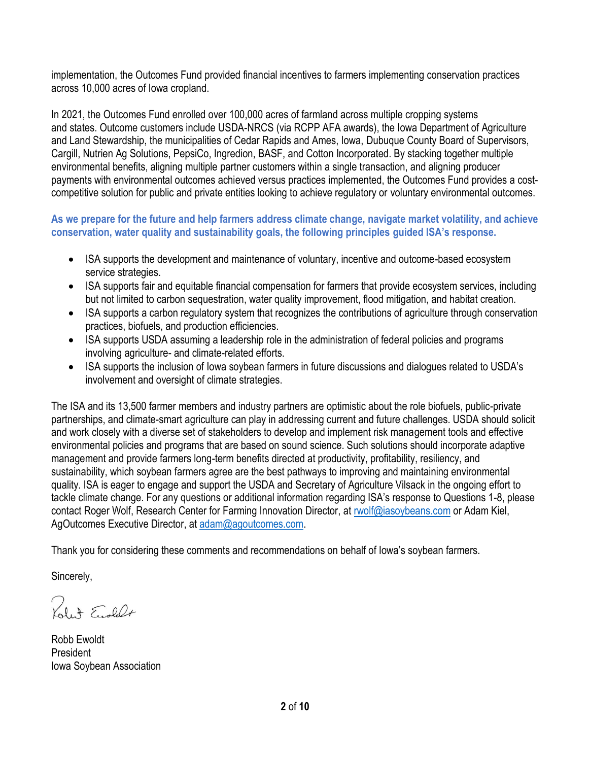implementation, the Outcomes Fund provided financial incentives to farmers implementing conservation practices across 10,000 acres of Iowa cropland.

In 2021, the Outcomes Fund enrolled over 100,000 acres of farmland across multiple cropping systems and states. Outcome customers include USDA-NRCS (via RCPP AFA awards), the Iowa Department of Agriculture and Land Stewardship, the municipalities of Cedar Rapids and Ames, Iowa, Dubuque County Board of Supervisors, Cargill, Nutrien Ag Solutions, PepsiCo, Ingredion, BASF, and Cotton Incorporated. By stacking together multiple environmental benefits, aligning multiple partner customers within a single transaction, and aligning producer payments with environmental outcomes achieved versus practices implemented, the Outcomes Fund provides a cost-competitive solution for public and private entities looking to achieve regulatory or voluntary environmental outcomes.

**As we prepare for the future and help farmers address climate change, navigate market volatility, and achieve conservation, water quality and sustainability goals, the following principles guided ISA's response.**

- ISA supports the development and maintenance of voluntary, incentive and outcome-based ecosystem service strategies.
- ISA supports fair and equitable financial compensation for farmers that provide ecosystem services, including but not limited to carbon sequestration, water quality improvement, flood mitigation, and habitat creation.
- ISA supports a carbon regulatory system that recognizes the contributions of agriculture through conservation practices, biofuels, and production efficiencies.
- ISA supports USDA assuming a leadership role in the administration of federal policies and programs involving agriculture- and climate-related efforts.
- ISA supports the inclusion of Iowa soybean farmers in future discussions and dialogues related to USDA's involvement and oversight of climate strategies.

The ISA and its 13,500 farmer members and industry partners are optimistic about the role biofuels, public-private partnerships, and climate-smart agriculture can play in addressing current and future challenges. USDA should solicit and work closely with a diverse set of stakeholders to develop and implement risk management tools and effective environmental policies and programs that are based on sound science. Such solutions should incorporate adaptive management and provide farmers long-term benefits directed at productivity, profitability, resiliency, and sustainability, which soybean farmers agree are the best pathways to improving and maintaining environmental quality. ISA is eager to engage and support the USDA and Secretary of Agriculture Vilsack in the ongoing effort to tackle climate change. For any questions or additional information regarding ISA's response to Questions 1-8, please contact Roger Wolf, Research Center for Farming Innovation Director, at rwolf@iasoybeans.com or Adam Kiel, AgOutcomes Executive Director, at adam@agoutcomes.com.

Thank you for considering these comments and recommendations on behalf of Iowa's soybean farmers.

Sincerely,

Robb Ewoldt
President
Iowa Soybean Association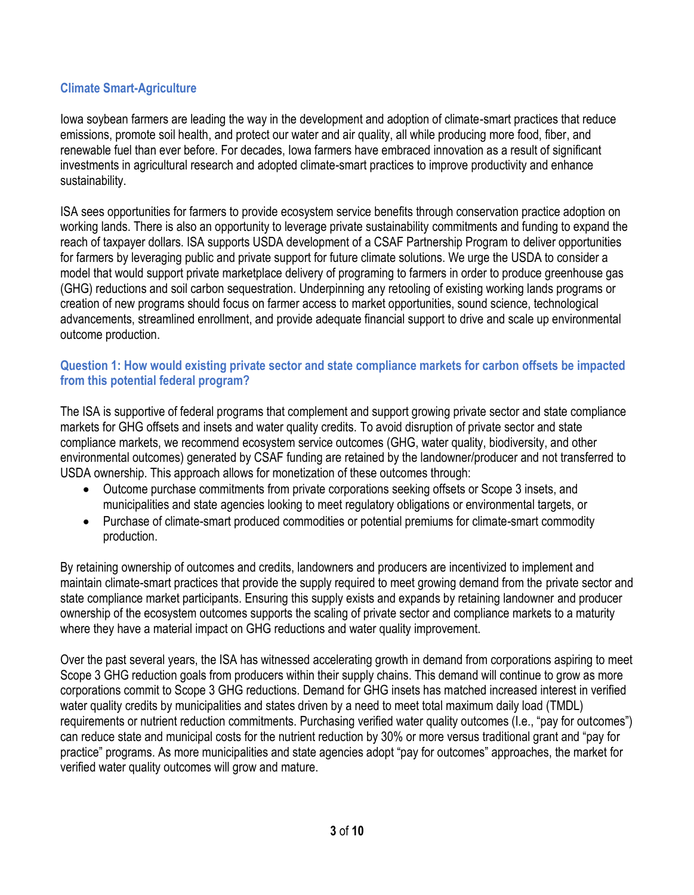## Climate Smart-Agriculture

Iowa soybean farmers are leading the way in the development and adoption of climate-smart practices that reduce emissions, promote soil health, and protect our water and air quality, all while producing more food, fiber, and renewable fuel than ever before. For decades, Iowa farmers have embraced innovation as a result of significant investments in agricultural research and adopted climate-smart practices to improve productivity and enhance sustainability.

ISA sees opportunities for farmers to provide ecosystem service benefits through conservation practice adoption on working lands. There is also an opportunity to leverage private sustainability commitments and funding to expand the reach of taxpayer dollars. ISA supports USDA development of a CSAF Partnership Program to deliver opportunities for farmers by leveraging public and private support for future climate solutions. We urge the USDA to consider a model that would support private marketplace delivery of programing to farmers in order to produce greenhouse gas (GHG) reductions and soil carbon sequestration. Underpinning any retooling of existing working lands programs or creation of new programs should focus on farmer access to market opportunities, sound science, technological advancements, streamlined enrollment, and provide adequate financial support to drive and scale up environmental outcome production.

### Question 1: How would existing private sector and state compliance markets for carbon offsets be impacted from this potential federal program?

The ISA is supportive of federal programs that complement and support growing private sector and state compliance markets for GHG offsets and insets and water quality credits. To avoid disruption of private sector and state compliance markets, we recommend ecosystem service outcomes (GHG, water quality, biodiversity, and other environmental outcomes) generated by CSAF funding are retained by the landowner/producer and not transferred to USDA ownership. This approach allows for monetization of these outcomes through:

- Outcome purchase commitments from private corporations seeking offsets or Scope 3 insets, and municipalities and state agencies looking to meet regulatory obligations or environmental targets, or
- Purchase of climate-smart produced commodities or potential premiums for climate-smart commodity production.

By retaining ownership of outcomes and credits, landowners and producers are incentivized to implement and maintain climate-smart practices that provide the supply required to meet growing demand from the private sector and state compliance market participants. Ensuring this supply exists and expands by retaining landowner and producer ownership of the ecosystem outcomes supports the scaling of private sector and compliance markets to a maturity where they have a material impact on GHG reductions and water quality improvement.

Over the past several years, the ISA has witnessed accelerating growth in demand from corporations aspiring to meet Scope 3 GHG reduction goals from producers within their supply chains. This demand will continue to grow as more corporations commit to Scope 3 GHG reductions. Demand for GHG insets has matched increased interest in verified water quality credits by municipalities and states driven by a need to meet total maximum daily load (TMDL) requirements or nutrient reduction commitments. Purchasing verified water quality outcomes (I.e., "pay for outcomes") can reduce state and municipal costs for the nutrient reduction by 30% or more versus traditional grant and "pay for practice" programs. As more municipalities and state agencies adopt "pay for outcomes" approaches, the market for verified water quality outcomes will grow and mature.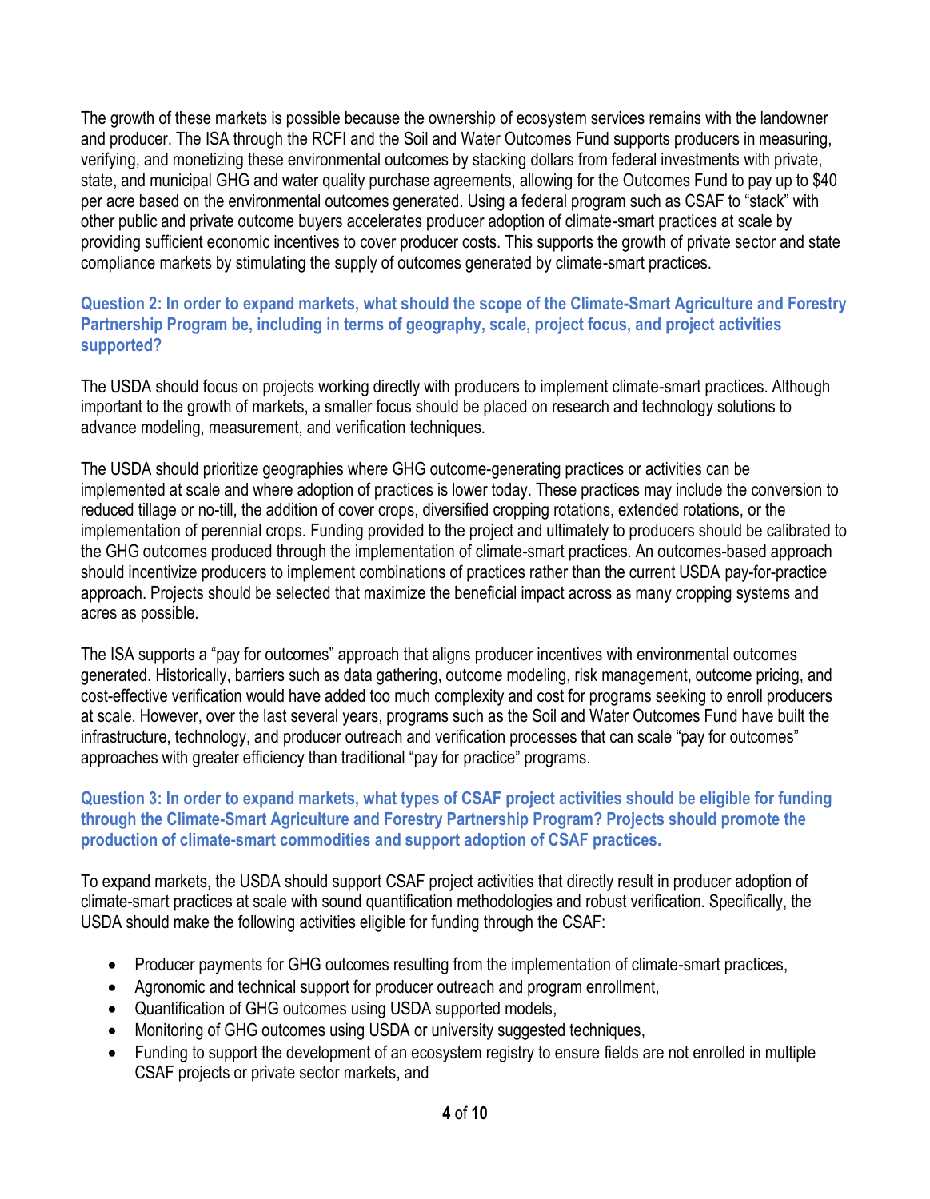The growth of these markets is possible because the ownership of ecosystem services remains with the landowner and producer. The ISA through the RCFI and the Soil and Water Outcomes Fund supports producers in measuring, verifying, and monetizing these environmental outcomes by stacking dollars from federal investments with private, state, and municipal GHG and water quality purchase agreements, allowing for the Outcomes Fund to pay up to $40 per acre based on the environmental outcomes generated. Using a federal program such as CSAF to "stack" with other public and private outcome buyers accelerates producer adoption of climate-smart practices at scale by providing sufficient economic incentives to cover producer costs. This supports the growth of private sector and state compliance markets by stimulating the supply of outcomes generated by climate-smart practices.

### Question 2: In order to expand markets, what should the scope of the Climate-Smart Agriculture and Forestry Partnership Program be, including in terms of geography, scale, project focus, and project activities supported?

The USDA should focus on projects working directly with producers to implement climate-smart practices. Although important to the growth of markets, a smaller focus should be placed on research and technology solutions to advance modeling, measurement, and verification techniques.

The USDA should prioritize geographies where GHG outcome-generating practices or activities can be implemented at scale and where adoption of practices is lower today. These practices may include the conversion to reduced tillage or no-till, the addition of cover crops, diversified cropping rotations, extended rotations, or the implementation of perennial crops. Funding provided to the project and ultimately to producers should be calibrated to the GHG outcomes produced through the implementation of climate-smart practices. An outcomes-based approach should incentivize producers to implement combinations of practices rather than the current USDA pay-for-practice approach. Projects should be selected that maximize the beneficial impact across as many cropping systems and acres as possible.

The ISA supports a "pay for outcomes" approach that aligns producer incentives with environmental outcomes generated. Historically, barriers such as data gathering, outcome modeling, risk management, outcome pricing, and cost-effective verification would have added too much complexity and cost for programs seeking to enroll producers at scale. However, over the last several years, programs such as the Soil and Water Outcomes Fund have built the infrastructure, technology, and producer outreach and verification processes that can scale "pay for outcomes" approaches with greater efficiency than traditional "pay for practice" programs.

### Question 3: In order to expand markets, what types of CSAF project activities should be eligible for funding through the Climate-Smart Agriculture and Forestry Partnership Program? Projects should promote the production of climate-smart commodities and support adoption of CSAF practices.

To expand markets, the USDA should support CSAF project activities that directly result in producer adoption of climate-smart practices at scale with sound quantification methodologies and robust verification. Specifically, the USDA should make the following activities eligible for funding through the CSAF:

- Producer payments for GHG outcomes resulting from the implementation of climate-smart practices,
- Agronomic and technical support for producer outreach and program enrollment,
- Quantification of GHG outcomes using USDA supported models,
- Monitoring of GHG outcomes using USDA or university suggested techniques,
- Funding to support the development of an ecosystem registry to ensure fields are not enrolled in multiple CSAF projects or private sector markets, and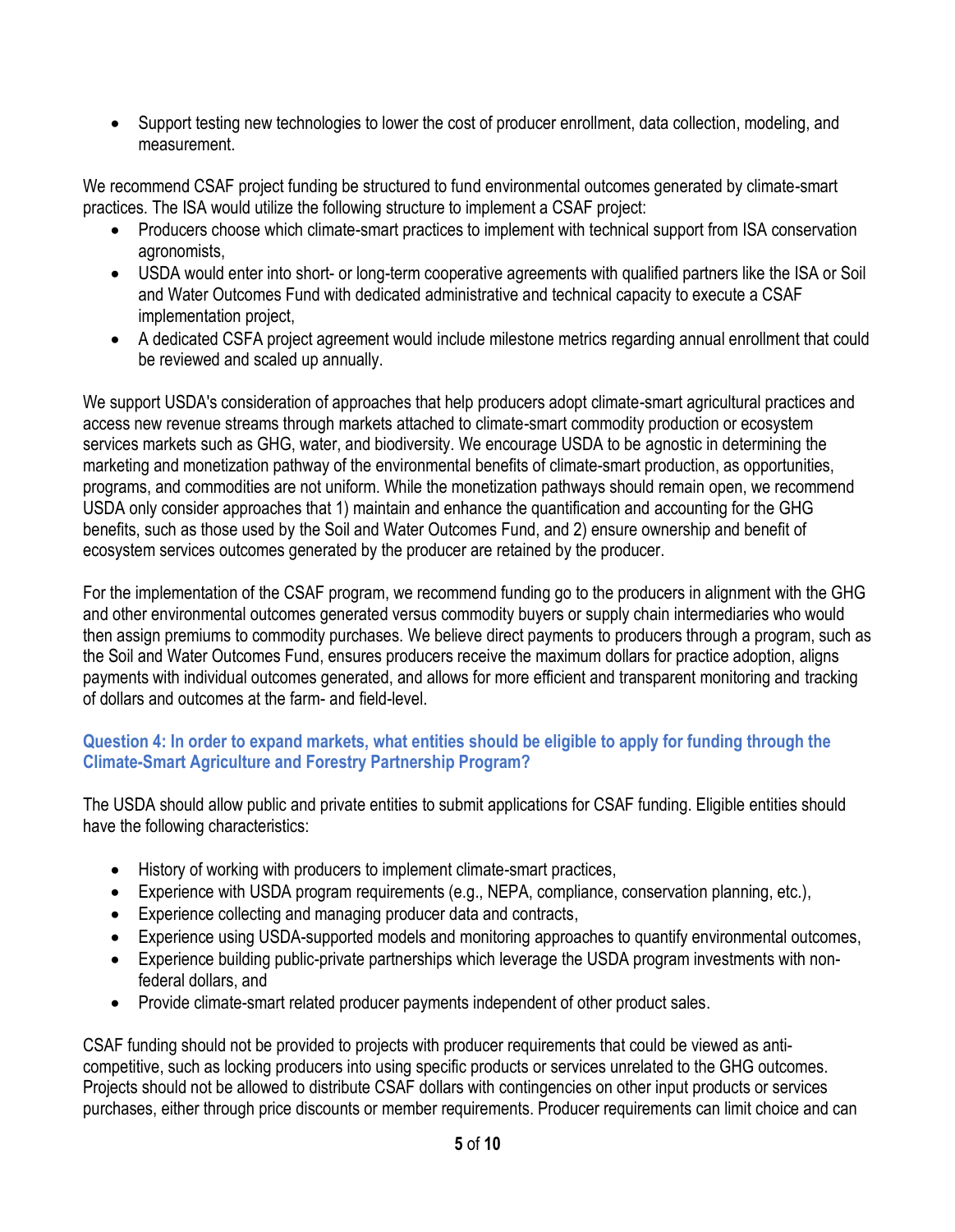- Support testing new technologies to lower the cost of producer enrollment, data collection, modeling, and measurement.

We recommend CSAF project funding be structured to fund environmental outcomes generated by climate-smart practices. The ISA would utilize the following structure to implement a CSAF project:

- Producers choose which climate-smart practices to implement with technical support from ISA conservation agronomists,
- USDA would enter into short- or long-term cooperative agreements with qualified partners like the ISA or Soil and Water Outcomes Fund with dedicated administrative and technical capacity to execute a CSAF implementation project,
- A dedicated CSFA project agreement would include milestone metrics regarding annual enrollment that could be reviewed and scaled up annually.

We support USDA's consideration of approaches that help producers adopt climate-smart agricultural practices and access new revenue streams through markets attached to climate-smart commodity production or ecosystem services markets such as GHG, water, and biodiversity. We encourage USDA to be agnostic in determining the marketing and monetization pathway of the environmental benefits of climate-smart production, as opportunities, programs, and commodities are not uniform. While the monetization pathways should remain open, we recommend USDA only consider approaches that 1) maintain and enhance the quantification and accounting for the GHG benefits, such as those used by the Soil and Water Outcomes Fund, and 2) ensure ownership and benefit of ecosystem services outcomes generated by the producer are retained by the producer.

For the implementation of the CSAF program, we recommend funding go to the producers in alignment with the GHG and other environmental outcomes generated versus commodity buyers or supply chain intermediaries who would then assign premiums to commodity purchases. We believe direct payments to producers through a program, such as the Soil and Water Outcomes Fund, ensures producers receive the maximum dollars for practice adoption, aligns payments with individual outcomes generated, and allows for more efficient and transparent monitoring and tracking of dollars and outcomes at the farm- and field-level.

### Question 4: In order to expand markets, what entities should be eligible to apply for funding through the Climate-Smart Agriculture and Forestry Partnership Program?

The USDA should allow public and private entities to submit applications for CSAF funding. Eligible entities should have the following characteristics:

- History of working with producers to implement climate-smart practices,
- Experience with USDA program requirements (e.g., NEPA, compliance, conservation planning, etc.),
- Experience collecting and managing producer data and contracts,
- Experience using USDA-supported models and monitoring approaches to quantify environmental outcomes,
- Experience building public-private partnerships which leverage the USDA program investments with non-federal dollars, and
- Provide climate-smart related producer payments independent of other product sales.

CSAF funding should not be provided to projects with producer requirements that could be viewed as anti-competitive, such as locking producers into using specific products or services unrelated to the GHG outcomes. Projects should not be allowed to distribute CSAF dollars with contingencies on other input products or services purchases, either through price discounts or member requirements. Producer requirements can limit choice and can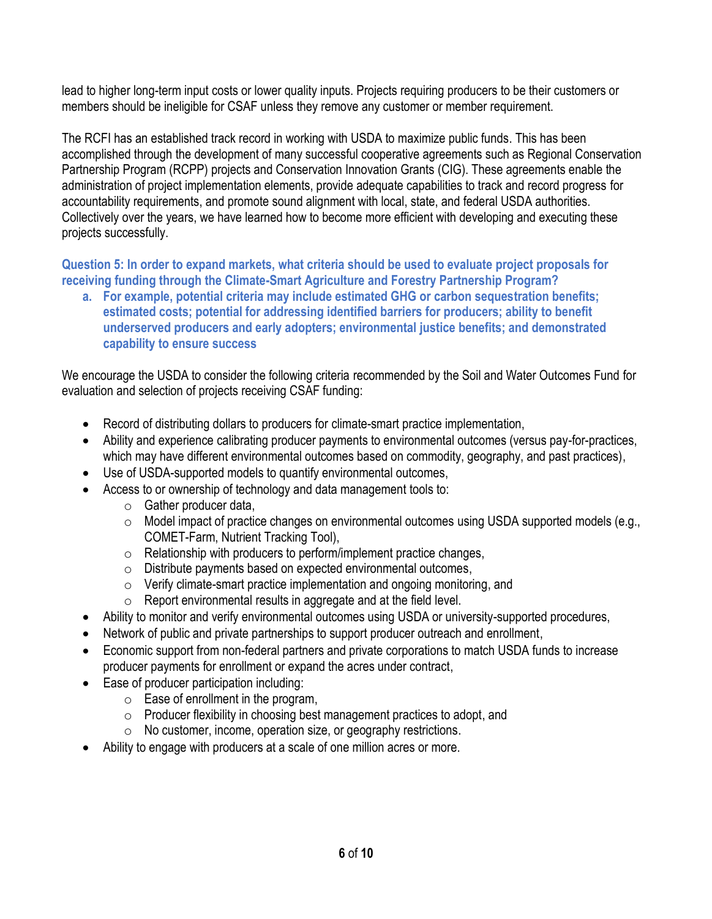lead to higher long-term input costs or lower quality inputs. Projects requiring producers to be their customers or members should be ineligible for CSAF unless they remove any customer or member requirement.

The RCFI has an established track record in working with USDA to maximize public funds. This has been accomplished through the development of many successful cooperative agreements such as Regional Conservation Partnership Program (RCPP) projects and Conservation Innovation Grants (CIG). These agreements enable the administration of project implementation elements, provide adequate capabilities to track and record progress for accountability requirements, and promote sound alignment with local, state, and federal USDA authorities. Collectively over the years, we have learned how to become more efficient with developing and executing these projects successfully.

**Question 5: In order to expand markets, what criteria should be used to evaluate project proposals for receiving funding through the Climate-Smart Agriculture and Forestry Partnership Program?**

a. **For example, potential criteria may include estimated GHG or carbon sequestration benefits; estimated costs; potential for addressing identified barriers for producers; ability to benefit underserved producers and early adopters; environmental justice benefits; and demonstrated capability to ensure success**

We encourage the USDA to consider the following criteria recommended by the Soil and Water Outcomes Fund for evaluation and selection of projects receiving CSAF funding:

- Record of distributing dollars to producers for climate-smart practice implementation,
- Ability and experience calibrating producer payments to environmental outcomes (versus pay-for-practices, which may have different environmental outcomes based on commodity, geography, and past practices),
- Use of USDA-supported models to quantify environmental outcomes,
- Access to or ownership of technology and data management tools to:
  - Gather producer data,
  - Model impact of practice changes on environmental outcomes using USDA supported models (e.g., COMET-Farm, Nutrient Tracking Tool),
  - Relationship with producers to perform/implement practice changes,
  - Distribute payments based on expected environmental outcomes,
  - Verify climate-smart practice implementation and ongoing monitoring, and
  - Report environmental results in aggregate and at the field level.
- Ability to monitor and verify environmental outcomes using USDA or university-supported procedures,
- Network of public and private partnerships to support producer outreach and enrollment,
- Economic support from non-federal partners and private corporations to match USDA funds to increase producer payments for enrollment or expand the acres under contract,
- Ease of producer participation including:
  - Ease of enrollment in the program,
  - Producer flexibility in choosing best management practices to adopt, and
  - No customer, income, operation size, or geography restrictions.
- Ability to engage with producers at a scale of one million acres or more.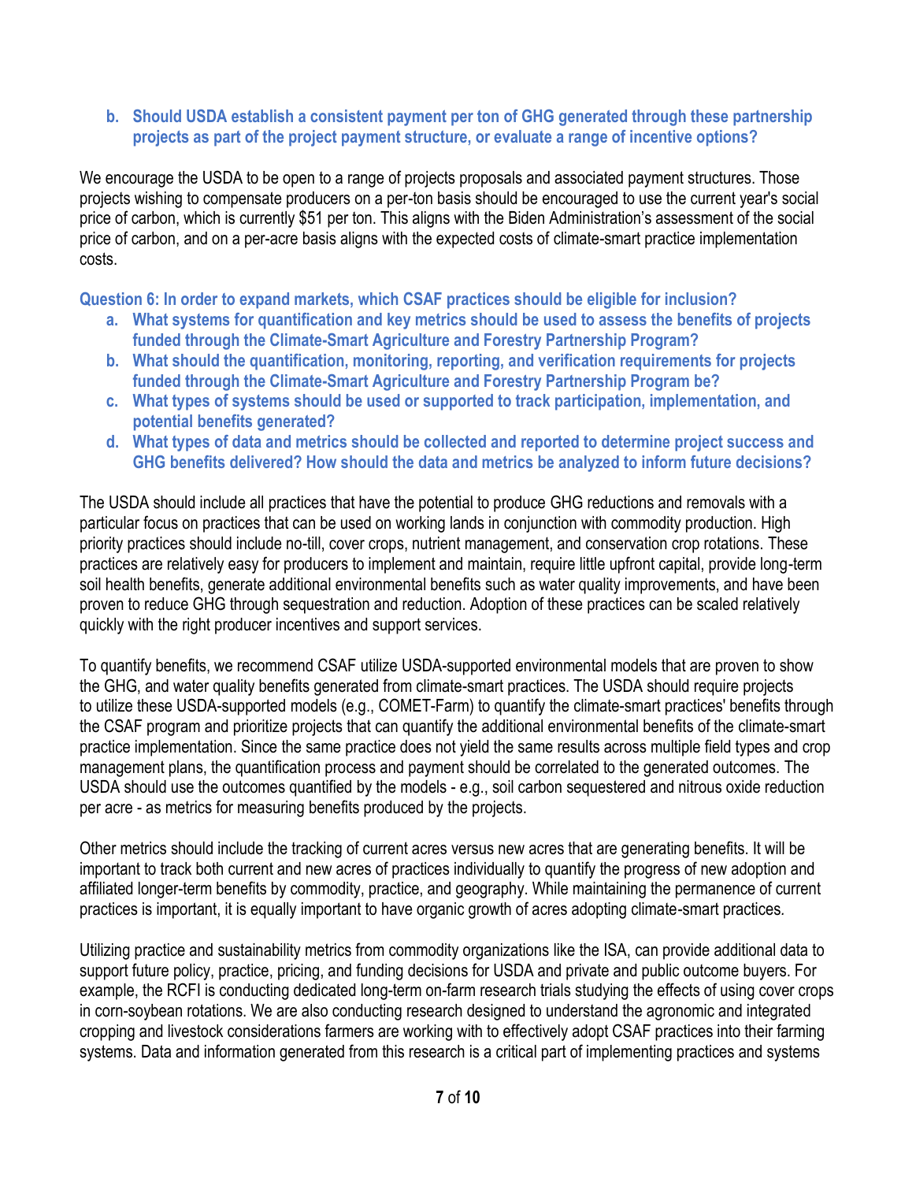**b. Should USDA establish a consistent payment per ton of GHG generated through these partnership projects as part of the project payment structure, or evaluate a range of incentive options?**

We encourage the USDA to be open to a range of projects proposals and associated payment structures. Those projects wishing to compensate producers on a per-ton basis should be encouraged to use the current year's social price of carbon, which is currently $51 per ton. This aligns with the Biden Administration's assessment of the social price of carbon, and on a per-acre basis aligns with the expected costs of climate-smart practice implementation costs.

**Question 6: In order to expand markets, which CSAF practices should be eligible for inclusion?**

a. **What systems for quantification and key metrics should be used to assess the benefits of projects funded through the Climate-Smart Agriculture and Forestry Partnership Program?**
b. **What should the quantification, monitoring, reporting, and verification requirements for projects funded through the Climate-Smart Agriculture and Forestry Partnership Program be?**
c. **What types of systems should be used or supported to track participation, implementation, and potential benefits generated?**
d. **What types of data and metrics should be collected and reported to determine project success and GHG benefits delivered? How should the data and metrics be analyzed to inform future decisions?**

The USDA should include all practices that have the potential to produce GHG reductions and removals with a particular focus on practices that can be used on working lands in conjunction with commodity production. High priority practices should include no-till, cover crops, nutrient management, and conservation crop rotations. These practices are relatively easy for producers to implement and maintain, require little upfront capital, provide long-term soil health benefits, generate additional environmental benefits such as water quality improvements, and have been proven to reduce GHG through sequestration and reduction. Adoption of these practices can be scaled relatively quickly with the right producer incentives and support services.

To quantify benefits, we recommend CSAF utilize USDA-supported environmental models that are proven to show the GHG, and water quality benefits generated from climate-smart practices. The USDA should require projects to utilize these USDA-supported models (e.g., COMET-Farm) to quantify the climate-smart practices' benefits through the CSAF program and prioritize projects that can quantify the additional environmental benefits of the climate-smart practice implementation. Since the same practice does not yield the same results across multiple field types and crop management plans, the quantification process and payment should be correlated to the generated outcomes. The USDA should use the outcomes quantified by the models - e.g., soil carbon sequestered and nitrous oxide reduction per acre - as metrics for measuring benefits produced by the projects.

Other metrics should include the tracking of current acres versus new acres that are generating benefits. It will be important to track both current and new acres of practices individually to quantify the progress of new adoption and affiliated longer-term benefits by commodity, practice, and geography. While maintaining the permanence of current practices is important, it is equally important to have organic growth of acres adopting climate-smart practices.

Utilizing practice and sustainability metrics from commodity organizations like the ISA, can provide additional data to support future policy, practice, pricing, and funding decisions for USDA and private and public outcome buyers. For example, the RCFI is conducting dedicated long-term on-farm research trials studying the effects of using cover crops in corn-soybean rotations. We are also conducting research designed to understand the agronomic and integrated cropping and livestock considerations farmers are working with to effectively adopt CSAF practices into their farming systems. Data and information generated from this research is a critical part of implementing practices and systems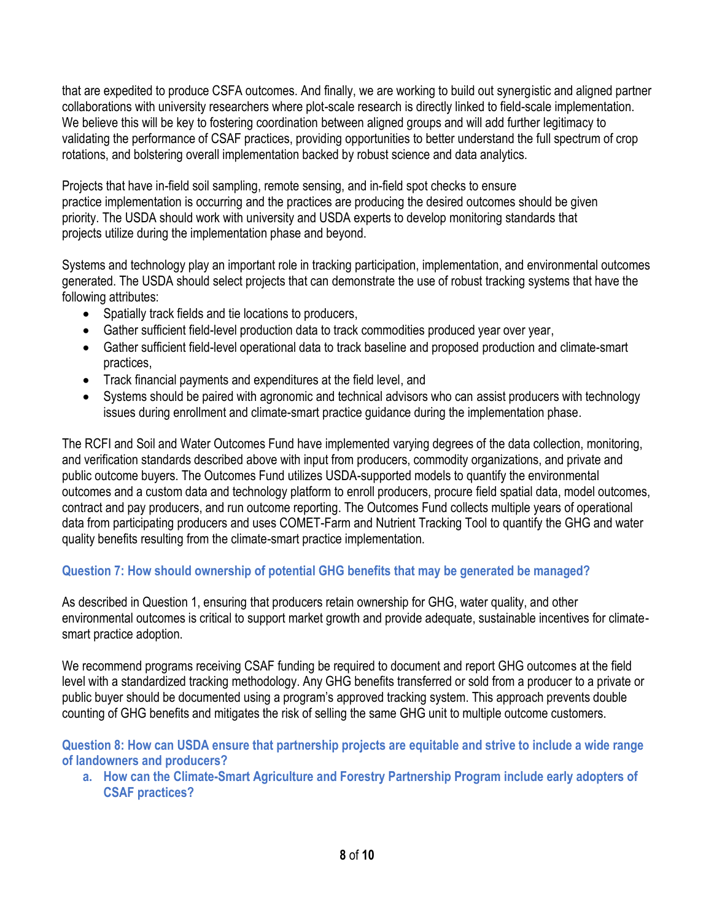that are expedited to produce CSFA outcomes. And finally, we are working to build out synergistic and aligned partner collaborations with university researchers where plot-scale research is directly linked to field-scale implementation. We believe this will be key to fostering coordination between aligned groups and will add further legitimacy to validating the performance of CSAF practices, providing opportunities to better understand the full spectrum of crop rotations, and bolstering overall implementation backed by robust science and data analytics.

Projects that have in-field soil sampling, remote sensing, and in-field spot checks to ensure practice implementation is occurring and the practices are producing the desired outcomes should be given priority. The USDA should work with university and USDA experts to develop monitoring standards that projects utilize during the implementation phase and beyond.

Systems and technology play an important role in tracking participation, implementation, and environmental outcomes generated. The USDA should select projects that can demonstrate the use of robust tracking systems that have the following attributes:

- Spatially track fields and tie locations to producers,
- Gather sufficient field-level production data to track commodities produced year over year,
- Gather sufficient field-level operational data to track baseline and proposed production and climate-smart practices,
- Track financial payments and expenditures at the field level, and
- Systems should be paired with agronomic and technical advisors who can assist producers with technology issues during enrollment and climate-smart practice guidance during the implementation phase.

The RCFI and Soil and Water Outcomes Fund have implemented varying degrees of the data collection, monitoring, and verification standards described above with input from producers, commodity organizations, and private and public outcome buyers. The Outcomes Fund utilizes USDA-supported models to quantify the environmental outcomes and a custom data and technology platform to enroll producers, procure field spatial data, model outcomes, contract and pay producers, and run outcome reporting. The Outcomes Fund collects multiple years of operational data from participating producers and uses COMET-Farm and Nutrient Tracking Tool to quantify the GHG and water quality benefits resulting from the climate-smart practice implementation.

### Question 7: How should ownership of potential GHG benefits that may be generated be managed?

As described in Question 1, ensuring that producers retain ownership for GHG, water quality, and other environmental outcomes is critical to support market growth and provide adequate, sustainable incentives for climate-smart practice adoption.

We recommend programs receiving CSAF funding be required to document and report GHG outcomes at the field level with a standardized tracking methodology. Any GHG benefits transferred or sold from a producer to a private or public buyer should be documented using a program's approved tracking system. This approach prevents double counting of GHG benefits and mitigates the risk of selling the same GHG unit to multiple outcome customers.

### Question 8: How can USDA ensure that partnership projects are equitable and strive to include a wide range of landowners and producers?

a. **How can the Climate-Smart Agriculture and Forestry Partnership Program include early adopters of CSAF practices?**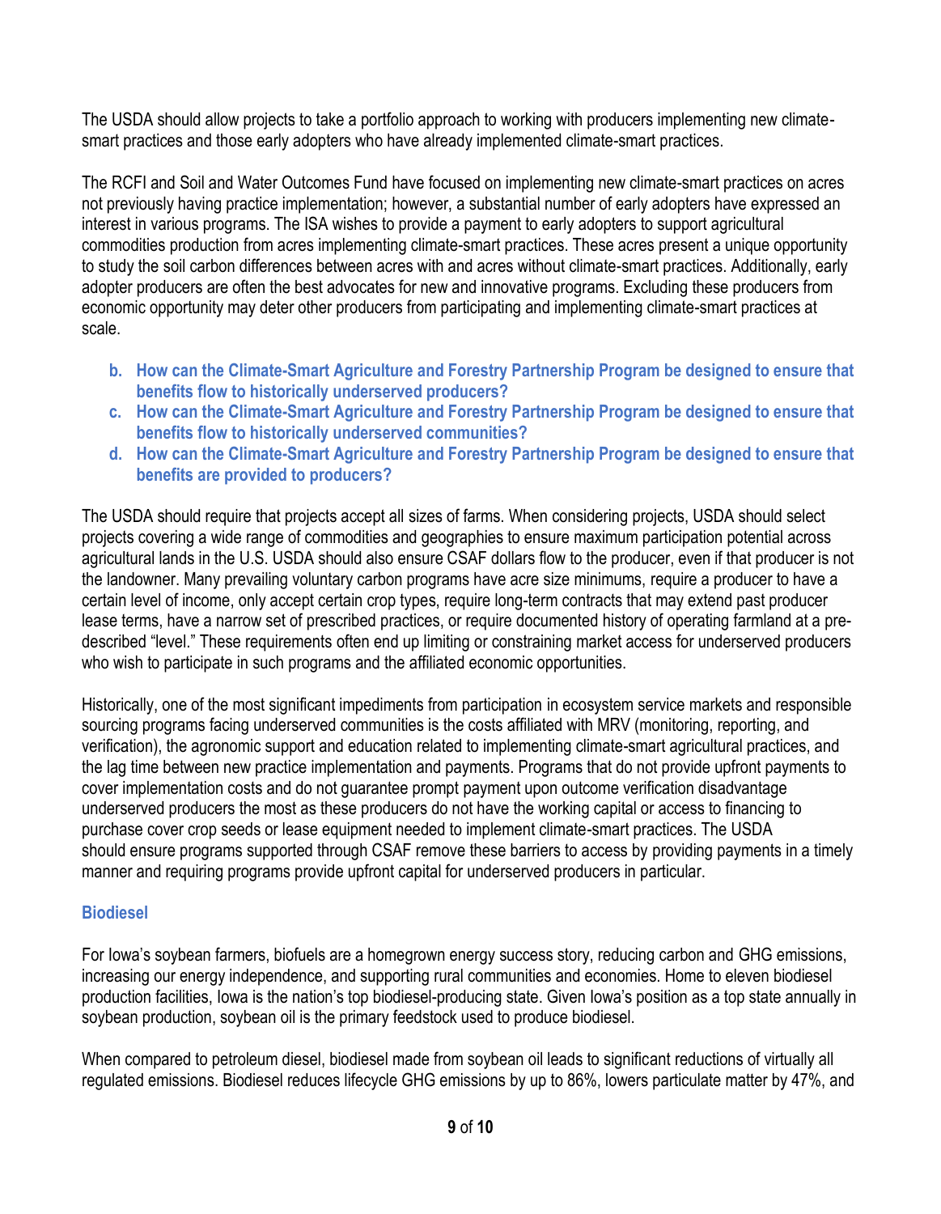The USDA should allow projects to take a portfolio approach to working with producers implementing new climate-smart practices and those early adopters who have already implemented climate-smart practices.

The RCFI and Soil and Water Outcomes Fund have focused on implementing new climate-smart practices on acres not previously having practice implementation; however, a substantial number of early adopters have expressed an interest in various programs. The ISA wishes to provide a payment to early adopters to support agricultural commodities production from acres implementing climate-smart practices. These acres present a unique opportunity to study the soil carbon differences between acres with and acres without climate-smart practices. Additionally, early adopter producers are often the best advocates for new and innovative programs. Excluding these producers from economic opportunity may deter other producers from participating and implementing climate-smart practices at scale.

b. **How can the Climate-Smart Agriculture and Forestry Partnership Program be designed to ensure that benefits flow to historically underserved producers?**
c. **How can the Climate-Smart Agriculture and Forestry Partnership Program be designed to ensure that benefits flow to historically underserved communities?**
d. **How can the Climate-Smart Agriculture and Forestry Partnership Program be designed to ensure that benefits are provided to producers?**

The USDA should require that projects accept all sizes of farms. When considering projects, USDA should select projects covering a wide range of commodities and geographies to ensure maximum participation potential across agricultural lands in the U.S. USDA should also ensure CSAF dollars flow to the producer, even if that producer is not the landowner. Many prevailing voluntary carbon programs have acre size minimums, require a producer to have a certain level of income, only accept certain crop types, require long-term contracts that may extend past producer lease terms, have a narrow set of prescribed practices, or require documented history of operating farmland at a pre-described "level." These requirements often end up limiting or constraining market access for underserved producers who wish to participate in such programs and the affiliated economic opportunities.

Historically, one of the most significant impediments from participation in ecosystem service markets and responsible sourcing programs facing underserved communities is the costs affiliated with MRV (monitoring, reporting, and verification), the agronomic support and education related to implementing climate-smart agricultural practices, and the lag time between new practice implementation and payments. Programs that do not provide upfront payments to cover implementation costs and do not guarantee prompt payment upon outcome verification disadvantage underserved producers the most as these producers do not have the working capital or access to financing to purchase cover crop seeds or lease equipment needed to implement climate-smart practices. The USDA should ensure programs supported through CSAF remove these barriers to access by providing payments in a timely manner and requiring programs provide upfront capital for underserved producers in particular.

## Biodiesel

For Iowa's soybean farmers, biofuels are a homegrown energy success story, reducing carbon and GHG emissions, increasing our energy independence, and supporting rural communities and economies. Home to eleven biodiesel production facilities, Iowa is the nation's top biodiesel-producing state. Given Iowa's position as a top state annually in soybean production, soybean oil is the primary feedstock used to produce biodiesel.

When compared to petroleum diesel, biodiesel made from soybean oil leads to significant reductions of virtually all regulated emissions. Biodiesel reduces lifecycle GHG emissions by up to 86%, lowers particulate matter by 47%, and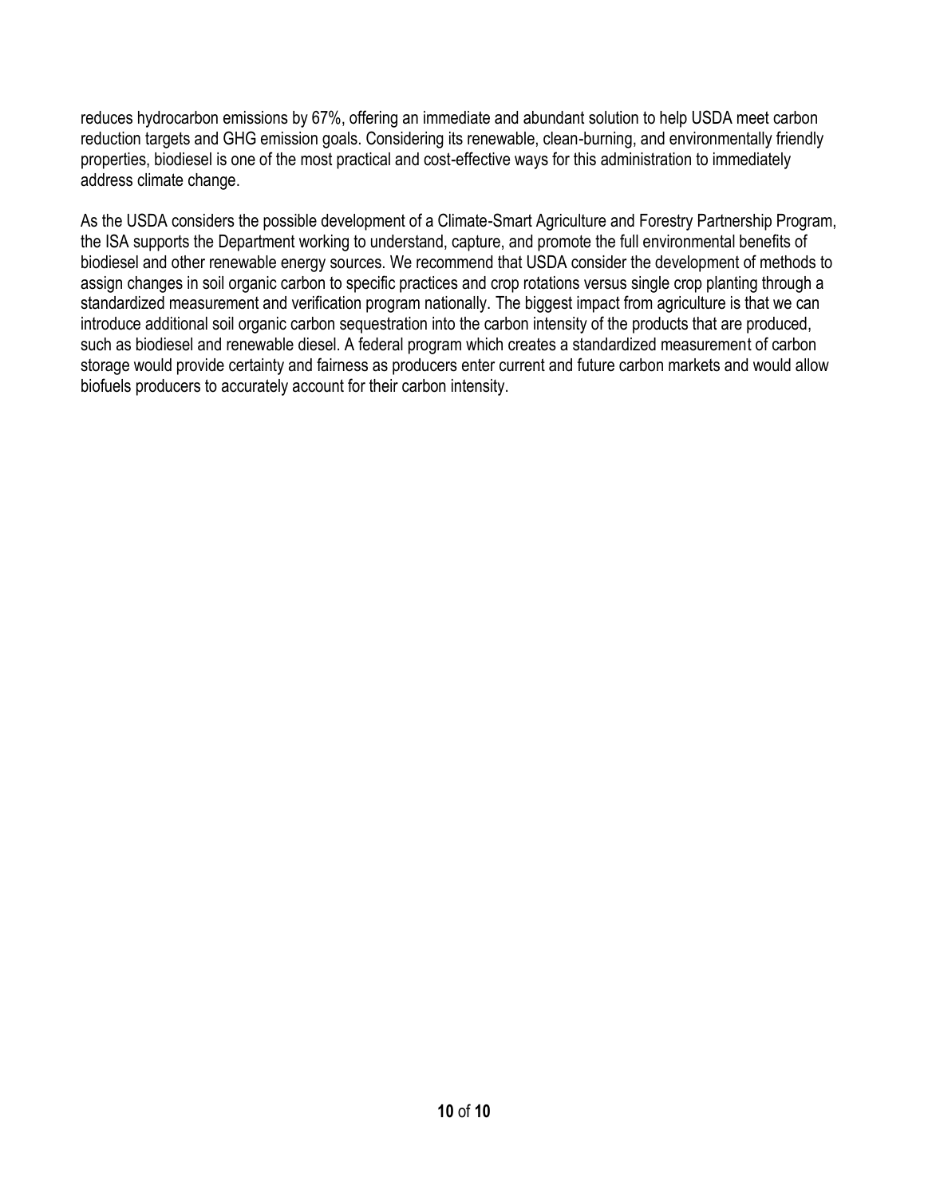reduces hydrocarbon emissions by 67%, offering an immediate and abundant solution to help USDA meet carbon reduction targets and GHG emission goals. Considering its renewable, clean-burning, and environmentally friendly properties, biodiesel is one of the most practical and cost-effective ways for this administration to immediately address climate change.

As the USDA considers the possible development of a Climate-Smart Agriculture and Forestry Partnership Program, the ISA supports the Department working to understand, capture, and promote the full environmental benefits of biodiesel and other renewable energy sources. We recommend that USDA consider the development of methods to assign changes in soil organic carbon to specific practices and crop rotations versus single crop planting through a standardized measurement and verification program nationally. The biggest impact from agriculture is that we can introduce additional soil organic carbon sequestration into the carbon intensity of the products that are produced, such as biodiesel and renewable diesel. A federal program which creates a standardized measurement of carbon storage would provide certainty and fairness as producers enter current and future carbon markets and would allow biofuels producers to accurately account for their carbon intensity.